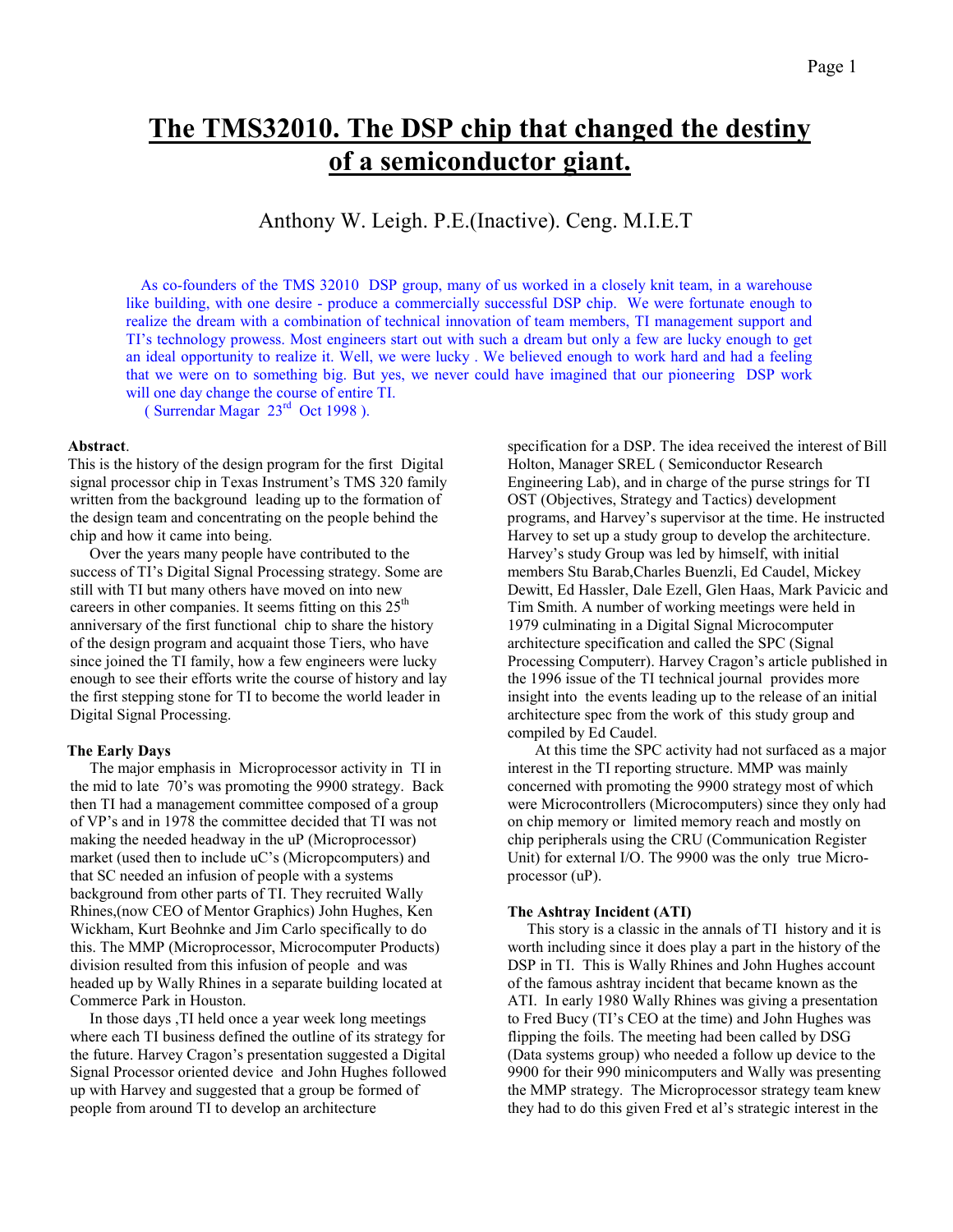# The TMS32010. The DSP chip that changed the destiny of a semiconductor giant.

Anthony W. Leigh. P.E.(Inactive). Ceng. M.I.E.T

As co-founders of the TMS 32010 DSP group, many of us worked in a closely knit team, in a warehouse like building, with one desire - produce a commercially successful DSP chip. We were fortunate enough to realize the dream with a combination of technical innovation of team members, TI management support and TI's technology prowess. Most engineers start out with such a dream but only a few are lucky enough to get an ideal opportunity to realize it. Well, we were lucky . We believed enough to work hard and had a feeling that we were on to something big. But yes, we never could have imagined that our pioneering DSP work will one day change the course of entire TI.
( Surrendar Magar 23rd Oct 1998 ).

**Abstract**.
This is the history of the design program for the first Digital signal processor chip in Texas Instrument's TMS 320 family written from the background leading up to the formation of the design team and concentrating on the people behind the chip and how it came into being.

Over the years many people have contributed to the success of TI's Digital Signal Processing strategy. Some are still with TI but many others have moved on into new careers in other companies. It seems fitting on this 25th anniversary of the first functional chip to share the history of the design program and acquaint those Tiers, who have since joined the TI family, how a few engineers were lucky enough to see their efforts write the course of history and lay the first stepping stone for TI to become the world leader in Digital Signal Processing.

**The Early Days**

The major emphasis in Microprocessor activity in TI in the mid to late 70's was promoting the 9900 strategy. Back then TI had a management committee composed of a group of VP's and in 1978 the committee decided that TI was not making the needed headway in the uP (Microprocessor) market (used then to include uC's (Micropcomputers) and that SC needed an infusion of people with a systems background from other parts of TI. They recruited Wally Rhines,(now CEO of Mentor Graphics) John Hughes, Ken Wickham, Kurt Beohnke and Jim Carlo specifically to do this. The MMP (Microprocessor, Microcomputer Products) division resulted from this infusion of people and was headed up by Wally Rhines in a separate building located at Commerce Park in Houston.

In those days ,TI held once a year week long meetings where each TI business defined the outline of its strategy for the future. Harvey Cragon's presentation suggested a Digital Signal Processor oriented device and John Hughes followed up with Harvey and suggested that a group be formed of people from around TI to develop an architecture specification for a DSP. The idea received the interest of Bill Holton, Manager SREL ( Semiconductor Research Engineering Lab), and in charge of the purse strings for TI OST (Objectives, Strategy and Tactics) development programs, and Harvey's supervisor at the time. He instructed Harvey to set up a study group to develop the architecture. Harvey's study Group was led by himself, with initial members Stu Barab,Charles Buenzli, Ed Caudel, Mickey Dewitt, Ed Hassler, Dale Ezell, Glen Haas, Mark Pavicic and Tim Smith. A number of working meetings were held in 1979 culminating in a Digital Signal Microcomputer architecture specification and called the SPC (Signal Processing Computerr). Harvey Cragon's article published in the 1996 issue of the TI technical journal provides more insight into the events leading up to the release of an initial architecture spec from the work of this study group and compiled by Ed Caudel.

At this time the SPC activity had not surfaced as a major interest in the TI reporting structure. MMP was mainly concerned with promoting the 9900 strategy most of which were Microcontrollers (Microcomputers) since they only had on chip memory or limited memory reach and mostly on chip peripherals using the CRU (Communication Register Unit) for external I/O. The 9900 was the only true Micro-processor (uP).

**The Ashtray Incident (ATI)**

This story is a classic in the annals of TI history and it is worth including since it does play a part in the history of the DSP in TI. This is Wally Rhines and John Hughes account of the famous ashtray incident that became known as the ATI. In early 1980 Wally Rhines was giving a presentation to Fred Bucy (TI's CEO at the time) and John Hughes was flipping the foils. The meeting had been called by DSG (Data systems group) who needed a follow up device to the 9900 for their 990 minicomputers and Wally was presenting the MMP strategy. The Microprocessor strategy team knew they had to do this given Fred et al's strategic interest in the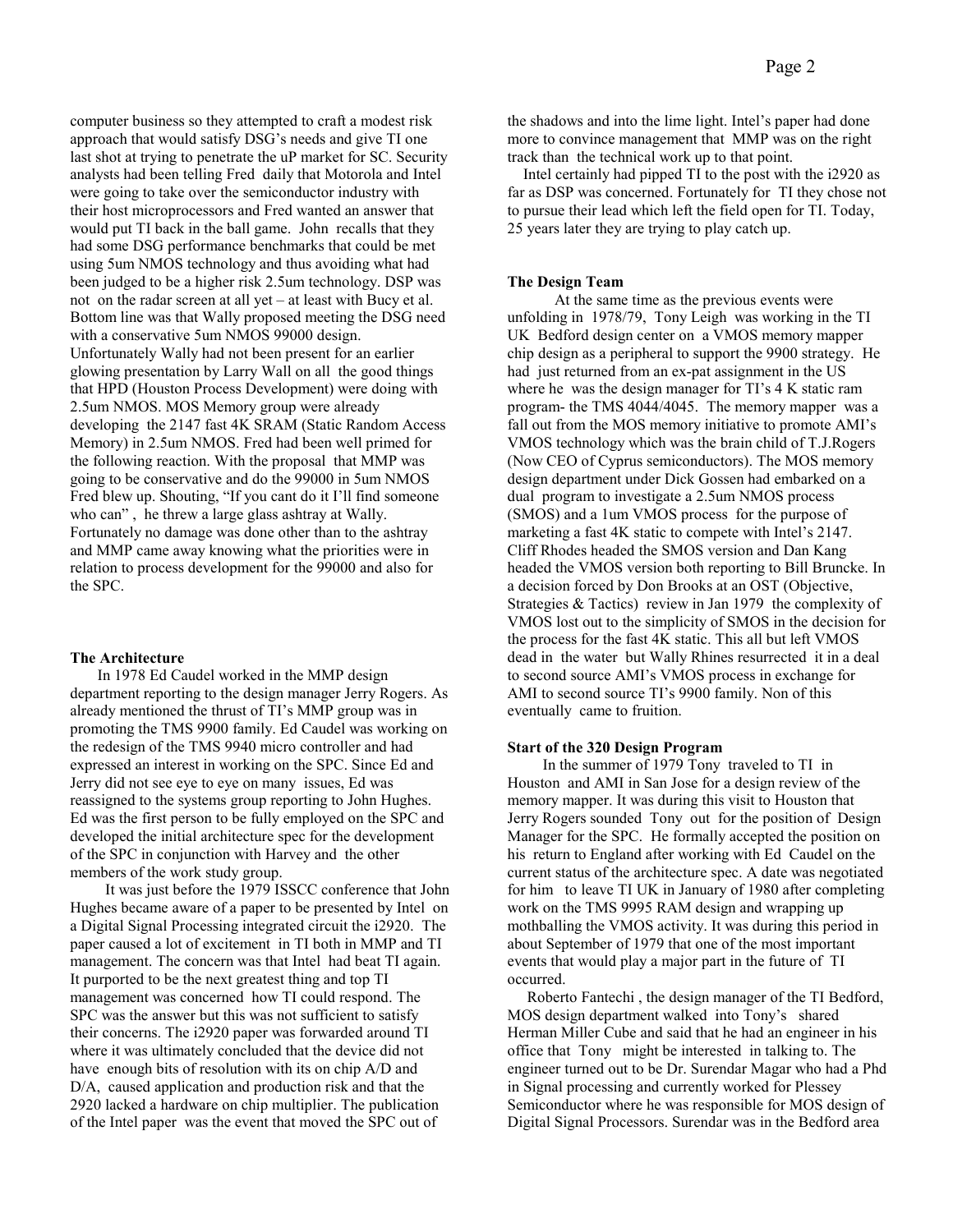computer business so they attempted to craft a modest risk approach that would satisfy DSG's needs and give TI one last shot at trying to penetrate the uP market for SC. Security analysts had been telling Fred daily that Motorola and Intel were going to take over the semiconductor industry with their host microprocessors and Fred wanted an answer that would put TI back in the ball game. John recalls that they had some DSG performance benchmarks that could be met using 5um NMOS technology and thus avoiding what had been judged to be a higher risk 2.5um technology. DSP was not on the radar screen at all yet – at least with Bucy et al. Bottom line was that Wally proposed meeting the DSG need with a conservative 5um NMOS 99000 design. Unfortunately Wally had not been present for an earlier glowing presentation by Larry Wall on all the good things that HPD (Houston Process Development) were doing with 2.5um NMOS. MOS Memory group were already developing the 2147 fast 4K SRAM (Static Random Access Memory) in 2.5um NMOS. Fred had been well primed for the following reaction. With the proposal that MMP was going to be conservative and do the 99000 in 5um NMOS Fred blew up. Shouting, "If you cant do it I'll find someone who can" , he threw a large glass ashtray at Wally. Fortunately no damage was done other than to the ashtray and MMP came away knowing what the priorities were in relation to process development for the 99000 and also for the SPC.

### The Architecture

In 1978 Ed Caudel worked in the MMP design department reporting to the design manager Jerry Rogers. As already mentioned the thrust of TI's MMP group was in promoting the TMS 9900 family. Ed Caudel was working on the redesign of the TMS 9940 micro controller and had expressed an interest in working on the SPC. Since Ed and Jerry did not see eye to eye on many issues, Ed was reassigned to the systems group reporting to John Hughes. Ed was the first person to be fully employed on the SPC and developed the initial architecture spec for the development of the SPC in conjunction with Harvey and the other members of the work study group.

It was just before the 1979 ISSCC conference that John Hughes became aware of a paper to be presented by Intel on a Digital Signal Processing integrated circuit the i2920. The paper caused a lot of excitement in TI both in MMP and TI management. The concern was that Intel had beat TI again. It purported to be the next greatest thing and top TI management was concerned how TI could respond. The SPC was the answer but this was not sufficient to satisfy their concerns. The i2920 paper was forwarded around TI where it was ultimately concluded that the device did not have enough bits of resolution with its on chip A/D and D/A, caused application and production risk and that the 2920 lacked a hardware on chip multiplier. The publication of the Intel paper was the event that moved the SPC out of the shadows and into the lime light. Intel's paper had done more to convince management that MMP was on the right track than the technical work up to that point.

Intel certainly had pipped TI to the post with the i2920 as far as DSP was concerned. Fortunately for TI they chose not to pursue their lead which left the field open for TI. Today, 25 years later they are trying to play catch up.

### The Design Team

At the same time as the previous events were unfolding in 1978/79, Tony Leigh was working in the TI UK Bedford design center on a VMOS memory mapper chip design as a peripheral to support the 9900 strategy. He had just returned from an ex-pat assignment in the US where he was the design manager for TI's 4 K static ram program- the TMS 4044/4045. The memory mapper was a fall out from the MOS memory initiative to promote AMI's VMOS technology which was the brain child of T.J.Rogers (Now CEO of Cyprus semiconductors). The MOS memory design department under Dick Gossen had embarked on a dual program to investigate a 2.5um NMOS process (SMOS) and a 1um VMOS process for the purpose of marketing a fast 4K static to compete with Intel's 2147. Cliff Rhodes headed the SMOS version and Dan Kang headed the VMOS version both reporting to Bill Bruncke. In a decision forced by Don Brooks at an OST (Objective, Strategies & Tactics) review in Jan 1979 the complexity of VMOS lost out to the simplicity of SMOS in the decision for the process for the fast 4K static. This all but left VMOS dead in the water but Wally Rhines resurrected it in a deal to second source AMI's VMOS process in exchange for AMI to second source TI's 9900 family. Non of this eventually came to fruition.

### Start of the 320 Design Program

In the summer of 1979 Tony traveled to TI in Houston and AMI in San Jose for a design review of the memory mapper. It was during this visit to Houston that Jerry Rogers sounded Tony out for the position of Design Manager for the SPC. He formally accepted the position on his return to England after working with Ed Caudel on the current status of the architecture spec. A date was negotiated for him to leave TI UK in January of 1980 after completing work on the TMS 9995 RAM design and wrapping up mothballing the VMOS activity. It was during this period in about September of 1979 that one of the most important events that would play a major part in the future of TI occurred.

Roberto Fantechi , the design manager of the TI Bedford, MOS design department walked into Tony's shared Herman Miller Cube and said that he had an engineer in his office that Tony might be interested in talking to. The engineer turned out to be Dr. Surendar Magar who had a Phd in Signal processing and currently worked for Plessey Semiconductor where he was responsible for MOS design of Digital Signal Processors. Surendar was in the Bedford area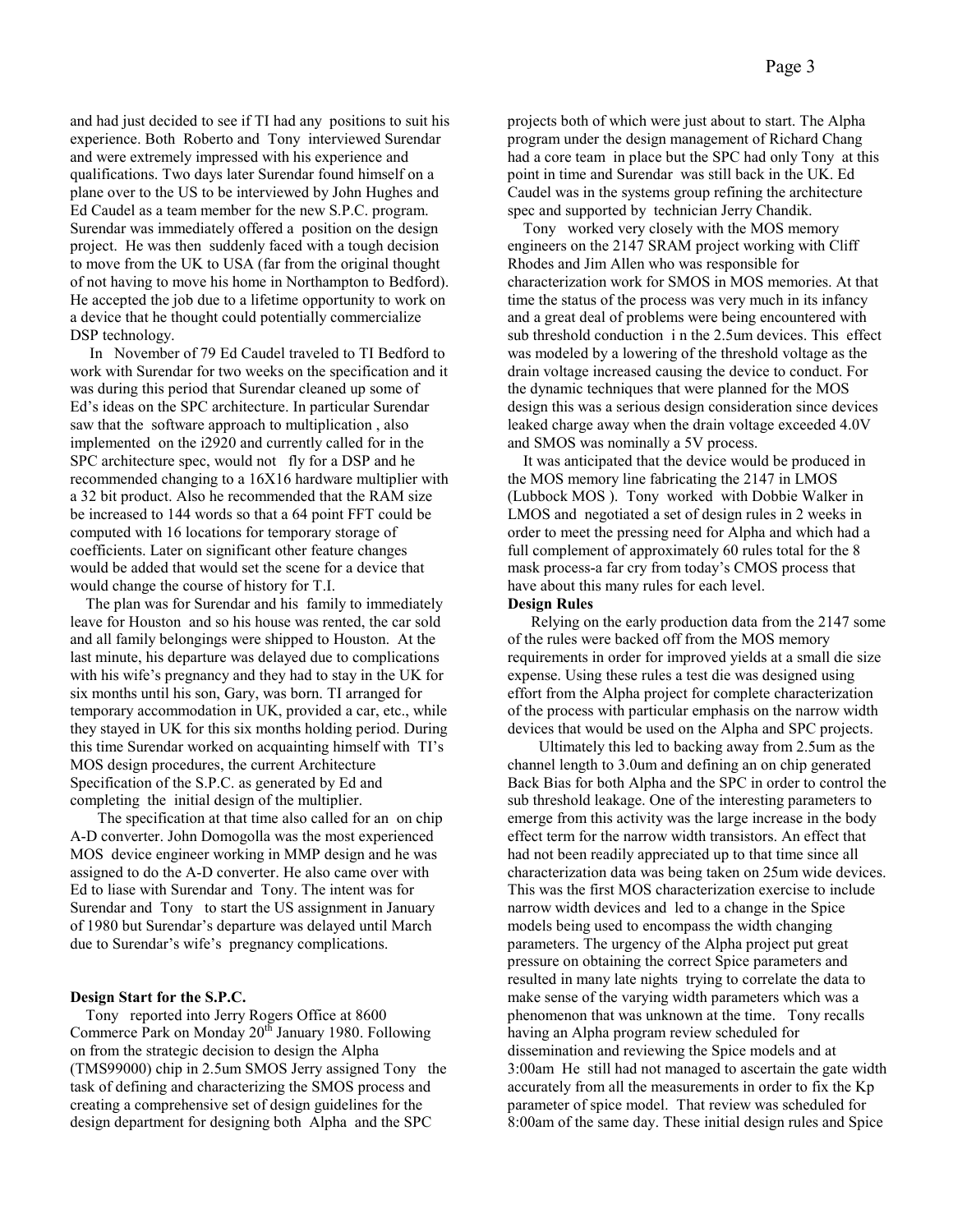and had just decided to see if TI had any positions to suit his experience. Both Roberto and Tony interviewed Surendar and were extremely impressed with his experience and qualifications. Two days later Surendar found himself on a plane over to the US to be interviewed by John Hughes and Ed Caudel as a team member for the new S.P.C. program. Surendar was immediately offered a position on the design project. He was then suddenly faced with a tough decision to move from the UK to USA (far from the original thought of not having to move his home in Northampton to Bedford). He accepted the job due to a lifetime opportunity to work on a device that he thought could potentially commercialize DSP technology.

In November of 79 Ed Caudel traveled to TI Bedford to work with Surendar for two weeks on the specification and it was during this period that Surendar cleaned up some of Ed's ideas on the SPC architecture. In particular Surendar saw that the software approach to multiplication , also implemented on the i2920 and currently called for in the SPC architecture spec, would not fly for a DSP and he recommended changing to a 16X16 hardware multiplier with a 32 bit product. Also he recommended that the RAM size be increased to 144 words so that a 64 point FFT could be computed with 16 locations for temporary storage of coefficients. Later on significant other feature changes would be added that would set the scene for a device that would change the course of history for T.I.

The plan was for Surendar and his family to immediately leave for Houston and so his house was rented, the car sold and all family belongings were shipped to Houston. At the last minute, his departure was delayed due to complications with his wife's pregnancy and they had to stay in the UK for six months until his son, Gary, was born. TI arranged for temporary accommodation in UK, provided a car, etc., while they stayed in UK for this six months holding period. During this time Surendar worked on acquainting himself with TI's MOS design procedures, the current Architecture Specification of the S.P.C. as generated by Ed and completing the initial design of the multiplier.

The specification at that time also called for an on chip A-D converter. John Domogolla was the most experienced MOS device engineer working in MMP design and he was assigned to do the A-D converter. He also came over with Ed to liase with Surendar and Tony. The intent was for Surendar and Tony to start the US assignment in January of 1980 but Surendar's departure was delayed until March due to Surendar's wife's pregnancy complications.

**Design Start for the S.P.C.**

Tony reported into Jerry Rogers Office at 8600 Commerce Park on Monday 20th January 1980. Following on from the strategic decision to design the Alpha (TMS99000) chip in 2.5um SMOS Jerry assigned Tony the task of defining and characterizing the SMOS process and creating a comprehensive set of design guidelines for the design department for designing both Alpha and the SPC projects both of which were just about to start. The Alpha program under the design management of Richard Chang had a core team in place but the SPC had only Tony at this point in time and Surendar was still back in the UK. Ed Caudel was in the systems group refining the architecture spec and supported by technician Jerry Chandik.

Tony worked very closely with the MOS memory engineers on the 2147 SRAM project working with Cliff Rhodes and Jim Allen who was responsible for characterization work for SMOS in MOS memories. At that time the status of the process was very much in its infancy and a great deal of problems were being encountered with sub threshold conduction i n the 2.5um devices. This effect was modeled by a lowering of the threshold voltage as the drain voltage increased causing the device to conduct. For the dynamic techniques that were planned for the MOS design this was a serious design consideration since devices leaked charge away when the drain voltage exceeded 4.0V and SMOS was nominally a 5V process.

It was anticipated that the device would be produced in the MOS memory line fabricating the 2147 in LMOS (Lubbock MOS ). Tony worked with Dobbie Walker in LMOS and negotiated a set of design rules in 2 weeks in order to meet the pressing need for Alpha and which had a full complement of approximately 60 rules total for the 8 mask process-a far cry from today's CMOS process that have about this many rules for each level.

**Design Rules**

Relying on the early production data from the 2147 some of the rules were backed off from the MOS memory requirements in order for improved yields at a small die size expense. Using these rules a test die was designed using effort from the Alpha project for complete characterization of the process with particular emphasis on the narrow width devices that would be used on the Alpha and SPC projects.

Ultimately this led to backing away from 2.5um as the channel length to 3.0um and defining an on chip generated Back Bias for both Alpha and the SPC in order to control the sub threshold leakage. One of the interesting parameters to emerge from this activity was the large increase in the body effect term for the narrow width transistors. An effect that had not been readily appreciated up to that time since all characterization data was being taken on 25um wide devices. This was the first MOS characterization exercise to include narrow width devices and led to a change in the Spice models being used to encompass the width changing parameters. The urgency of the Alpha project put great pressure on obtaining the correct Spice parameters and resulted in many late nights trying to correlate the data to make sense of the varying width parameters which was a phenomenon that was unknown at the time. Tony recalls having an Alpha program review scheduled for dissemination and reviewing the Spice models and at 3:00am He still had not managed to ascertain the gate width accurately from all the measurements in order to fix the Kp parameter of spice model. That review was scheduled for 8:00am of the same day. These initial design rules and Spice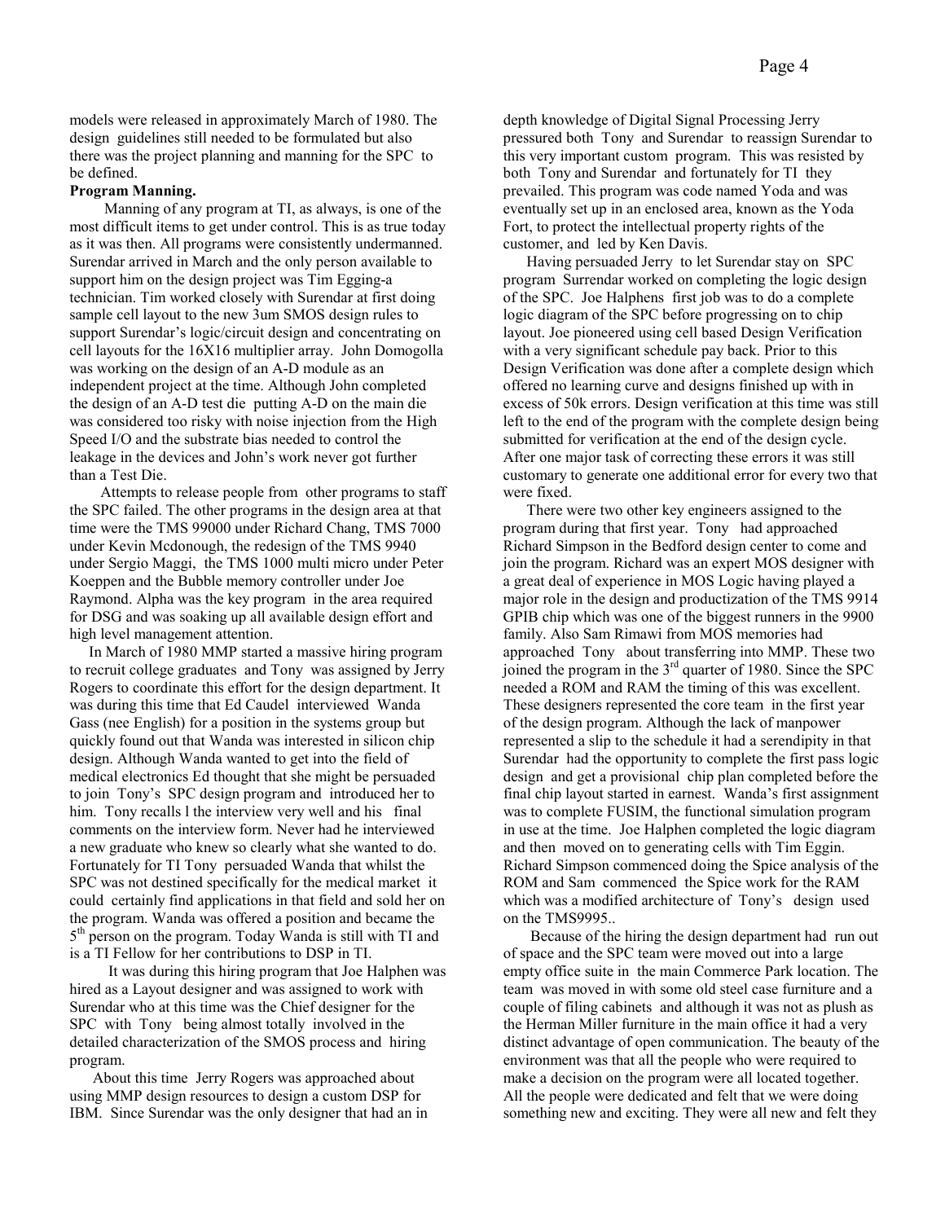models were released in approximately March of 1980. The design guidelines still needed to be formulated but also there was the project planning and manning for the SPC to be defined.

**Program Manning.**

Manning of any program at TI, as always, is one of the most difficult items to get under control. This is as true today as it was then. All programs were consistently undermanned. Surendar arrived in March and the only person available to support him on the design project was Tim Egging-a technician. Tim worked closely with Surendar at first doing sample cell layout to the new 3um SMOS design rules to support Surendar's logic/circuit design and concentrating on cell layouts for the 16X16 multiplier array. John Domogolla was working on the design of an A-D module as an independent project at the time. Although John completed the design of an A-D test die putting A-D on the main die was considered too risky with noise injection from the High Speed I/O and the substrate bias needed to control the leakage in the devices and John's work never got further than a Test Die.

Attempts to release people from other programs to staff the SPC failed. The other programs in the design area at that time were the TMS 99000 under Richard Chang, TMS 7000 under Kevin Mcdonough, the redesign of the TMS 9940 under Sergio Maggi, the TMS 1000 multi micro under Peter Koeppen and the Bubble memory controller under Joe Raymond. Alpha was the key program in the area required for DSG and was soaking up all available design effort and high level management attention.

In March of 1980 MMP started a massive hiring program to recruit college graduates and Tony was assigned by Jerry Rogers to coordinate this effort for the design department. It was during this time that Ed Caudel interviewed Wanda Gass (nee English) for a position in the systems group but quickly found out that Wanda was interested in silicon chip design. Although Wanda wanted to get into the field of medical electronics Ed thought that she might be persuaded to join Tony's SPC design program and introduced her to him. Tony recalls l the interview very well and his final comments on the interview form. Never had he interviewed a new graduate who knew so clearly what she wanted to do. Fortunately for TI Tony persuaded Wanda that whilst the SPC was not destined specifically for the medical market it could certainly find applications in that field and sold her on the program. Wanda was offered a position and became the 5th person on the program. Today Wanda is still with TI and is a TI Fellow for her contributions to DSP in TI.

It was during this hiring program that Joe Halphen was hired as a Layout designer and was assigned to work with Surendar who at this time was the Chief designer for the SPC with Tony being almost totally involved in the detailed characterization of the SMOS process and hiring program.

About this time Jerry Rogers was approached about using MMP design resources to design a custom DSP for IBM. Since Surendar was the only designer that had an in depth knowledge of Digital Signal Processing Jerry pressured both Tony and Surendar to reassign Surendar to this very important custom program. This was resisted by both Tony and Surendar and fortunately for TI they prevailed. This program was code named Yoda and was eventually set up in an enclosed area, known as the Yoda Fort, to protect the intellectual property rights of the customer, and led by Ken Davis.

Having persuaded Jerry to let Surendar stay on SPC program Surrendar worked on completing the logic design of the SPC. Joe Halphens first job was to do a complete logic diagram of the SPC before progressing on to chip layout. Joe pioneered using cell based Design Verification with a very significant schedule pay back. Prior to this Design Verification was done after a complete design which offered no learning curve and designs finished up with in excess of 50k errors. Design verification at this time was still left to the end of the program with the complete design being submitted for verification at the end of the design cycle. After one major task of correcting these errors it was still customary to generate one additional error for every two that were fixed.

There were two other key engineers assigned to the program during that first year. Tony had approached Richard Simpson in the Bedford design center to come and join the program. Richard was an expert MOS designer with a great deal of experience in MOS Logic having played a major role in the design and productization of the TMS 9914 GPIB chip which was one of the biggest runners in the 9900 family. Also Sam Rimawi from MOS memories had approached Tony about transferring into MMP. These two joined the program in the 3rd quarter of 1980. Since the SPC needed a ROM and RAM the timing of this was excellent. These designers represented the core team in the first year of the design program. Although the lack of manpower represented a slip to the schedule it had a serendipity in that Surendar had the opportunity to complete the first pass logic design and get a provisional chip plan completed before the final chip layout started in earnest. Wanda's first assignment was to complete FUSIM, the functional simulation program in use at the time. Joe Halphen completed the logic diagram and then moved on to generating cells with Tim Eggin. Richard Simpson commenced doing the Spice analysis of the ROM and Sam commenced the Spice work for the RAM which was a modified architecture of Tony's design used on the TMS9995..

Because of the hiring the design department had run out of space and the SPC team were moved out into a large empty office suite in the main Commerce Park location. The team was moved in with some old steel case furniture and a couple of filing cabinets and although it was not as plush as the Herman Miller furniture in the main office it had a very distinct advantage of open communication. The beauty of the environment was that all the people who were required to make a decision on the program were all located together. All the people were dedicated and felt that we were doing something new and exciting. They were all new and felt they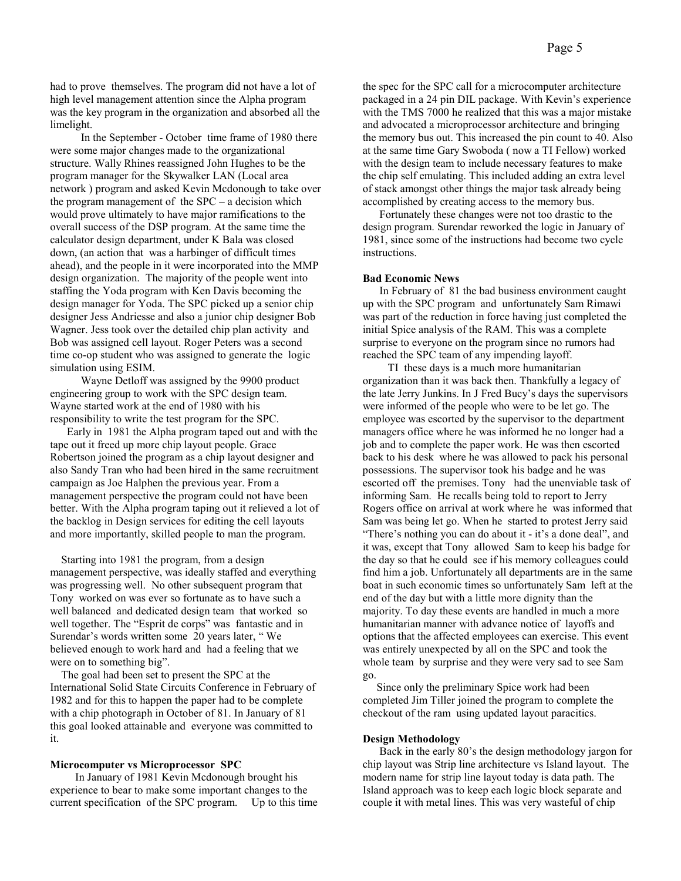had to prove themselves. The program did not have a lot of high level management attention since the Alpha program was the key program in the organization and absorbed all the limelight.

In the September - October time frame of 1980 there were some major changes made to the organizational structure. Wally Rhines reassigned John Hughes to be the program manager for the Skywalker LAN (Local area network ) program and asked Kevin Mcdonough to take over the program management of the SPC – a decision which would prove ultimately to have major ramifications to the overall success of the DSP program. At the same time the calculator design department, under K Bala was closed down, (an action that was a harbinger of difficult times ahead), and the people in it were incorporated into the MMP design organization. The majority of the people went into staffing the Yoda program with Ken Davis becoming the design manager for Yoda. The SPC picked up a senior chip designer Jess Andriesse and also a junior chip designer Bob Wagner. Jess took over the detailed chip plan activity and Bob was assigned cell layout. Roger Peters was a second time co-op student who was assigned to generate the logic simulation using ESIM.

Wayne Detloff was assigned by the 9900 product engineering group to work with the SPC design team. Wayne started work at the end of 1980 with his responsibility to write the test program for the SPC.

Early in 1981 the Alpha program taped out and with the tape out it freed up more chip layout people. Grace Robertson joined the program as a chip layout designer and also Sandy Tran who had been hired in the same recruitment campaign as Joe Halphen the previous year. From a management perspective the program could not have been better. With the Alpha program taping out it relieved a lot of the backlog in Design services for editing the cell layouts and more importantly, skilled people to man the program.

Starting into 1981 the program, from a design management perspective, was ideally staffed and everything was progressing well. No other subsequent program that Tony worked on was ever so fortunate as to have such a well balanced and dedicated design team that worked so well together. The "Esprit de corps" was fantastic and in Surendar's words written some 20 years later, " We believed enough to work hard and had a feeling that we were on to something big".

The goal had been set to present the SPC at the International Solid State Circuits Conference in February of 1982 and for this to happen the paper had to be complete with a chip photograph in October of 81. In January of 81 this goal looked attainable and everyone was committed to it.

**Microcomputer vs Microprocessor SPC**

In January of 1981 Kevin Mcdonough brought his experience to bear to make some important changes to the current specification of the SPC program. Up to this time the spec for the SPC call for a microcomputer architecture packaged in a 24 pin DIL package. With Kevin's experience with the TMS 7000 he realized that this was a major mistake and advocated a microprocessor architecture and bringing the memory bus out. This increased the pin count to 40. Also at the same time Gary Swoboda ( now a TI Fellow) worked with the design team to include necessary features to make the chip self emulating. This included adding an extra level of stack amongst other things the major task already being accomplished by creating access to the memory bus.

Fortunately these changes were not too drastic to the design program. Surendar reworked the logic in January of 1981, since some of the instructions had become two cycle instructions.

**Bad Economic News**

In February of 81 the bad business environment caught up with the SPC program and unfortunately Sam Rimawi was part of the reduction in force having just completed the initial Spice analysis of the RAM. This was a complete surprise to everyone on the program since no rumors had reached the SPC team of any impending layoff.

TI these days is a much more humanitarian organization than it was back then. Thankfully a legacy of the late Jerry Junkins. In J Fred Bucy's days the supervisors were informed of the people who were to be let go. The employee was escorted by the supervisor to the department managers office where he was informed he no longer had a job and to complete the paper work. He was then escorted back to his desk where he was allowed to pack his personal possessions. The supervisor took his badge and he was escorted off the premises. Tony had the unenviable task of informing Sam. He recalls being told to report to Jerry Rogers office on arrival at work where he was informed that Sam was being let go. When he started to protest Jerry said "There's nothing you can do about it - it's a done deal", and it was, except that Tony allowed Sam to keep his badge for the day so that he could see if his memory colleagues could find him a job. Unfortunately all departments are in the same boat in such economic times so unfortunately Sam left at the end of the day but with a little more dignity than the majority. To day these events are handled in much a more humanitarian manner with advance notice of layoffs and options that the affected employees can exercise. This event was entirely unexpected by all on the SPC and took the whole team by surprise and they were very sad to see Sam go.

Since only the preliminary Spice work had been completed Jim Tiller joined the program to complete the checkout of the ram using updated layout paracitics.

**Design Methodology**

Back in the early 80's the design methodology jargon for chip layout was Strip line architecture vs Island layout. The modern name for strip line layout today is data path. The Island approach was to keep each logic block separate and couple it with metal lines. This was very wasteful of chip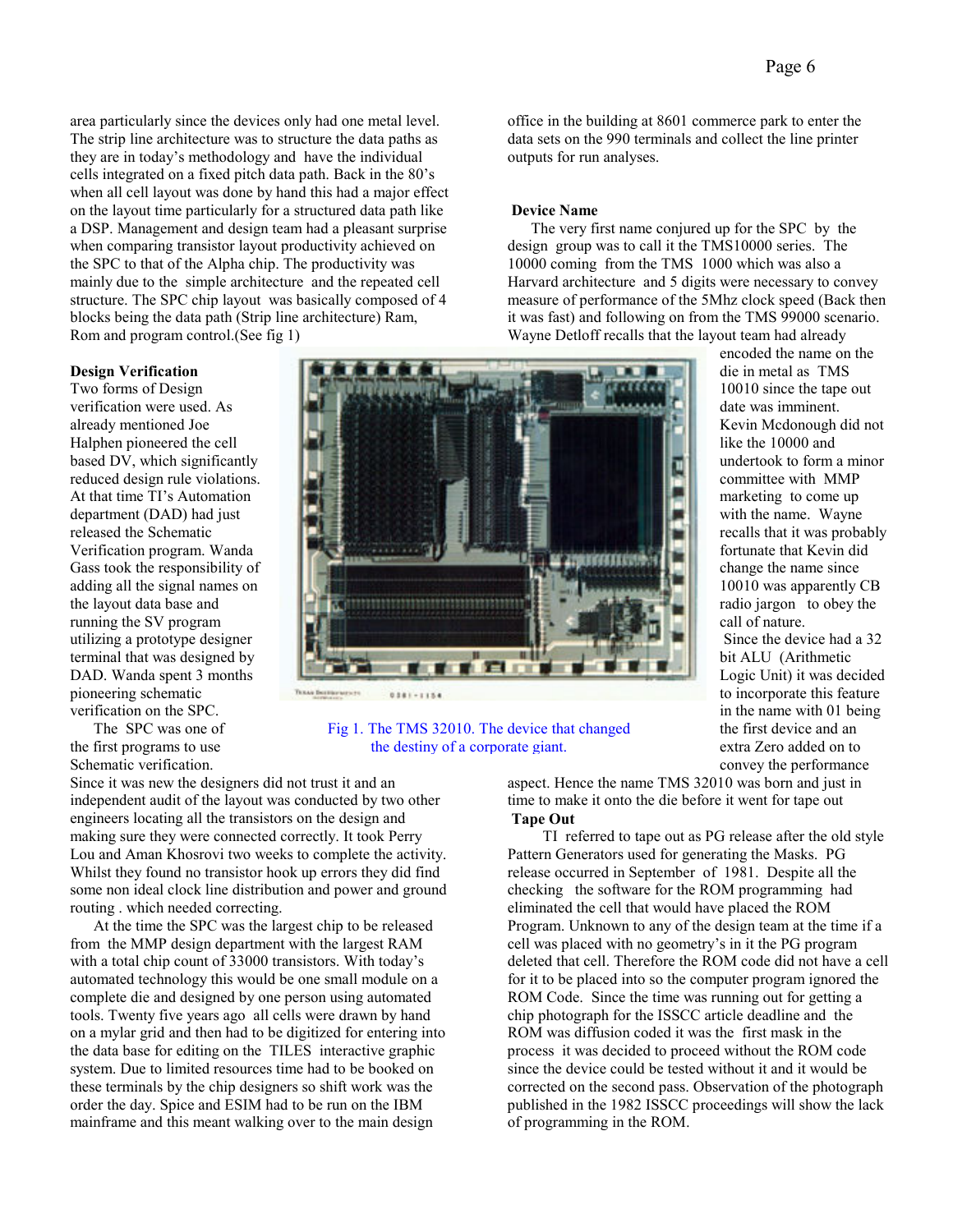area particularly since the devices only had one metal level. The strip line architecture was to structure the data paths as they are in today's methodology and have the individual cells integrated on a fixed pitch data path. Back in the 80's when all cell layout was done by hand this had a major effect on the layout time particularly for a structured data path like a DSP. Management and design team had a pleasant surprise when comparing transistor layout productivity achieved on the SPC to that of the Alpha chip. The productivity was mainly due to the simple architecture and the repeated cell structure. The SPC chip layout was basically composed of 4 blocks being the data path (Strip line architecture) Ram, Rom and program control.(See fig 1)

**Design Verification**

Two forms of Design verification were used. As already mentioned Joe Halphen pioneered the cell based DV, which significantly reduced design rule violations. At that time TI's Automation department (DAD) had just released the Schematic Verification program. Wanda Gass took the responsibility of adding all the signal names on the layout data base and running the SV program utilizing a prototype designer terminal that was designed by DAD. Wanda spent 3 months pioneering schematic verification on the SPC.

The SPC was one of the first programs to use Schematic verification. Since it was new the designers did not trust it and an independent audit of the layout was conducted by two other engineers locating all the transistors on the design and making sure they were connected correctly. It took Perry Lou and Aman Khosrovi two weeks to complete the activity. Whilst they found no transistor hook up errors they did find some non ideal clock line distribution and power and ground routing . which needed correcting.

At the time the SPC was the largest chip to be released from the MMP design department with the largest RAM with a total chip count of 33000 transistors. With today's automated technology this would be one small module on a complete die and designed by one person using automated tools. Twenty five years ago all cells were drawn by hand on a mylar grid and then had to be digitized for entering into the data base for editing on the TILES interactive graphic system. Due to limited resources time had to be booked on these terminals by the chip designers so shift work was the order the day. Spice and ESIM had to be run on the IBM mainframe and this meant walking over to the main design office in the building at 8601 commerce park to enter the data sets on the 990 terminals and collect the line printer outputs for run analyses.

Fig 1. The TMS 32010. The device that changed the destiny of a corporate giant.

**Device Name**

The very first name conjured up for the SPC by the design group was to call it the TMS10000 series. The 10000 coming from the TMS 1000 which was also a Harvard architecture and 5 digits were necessary to convey measure of performance of the 5Mhz clock speed (Back then it was fast) and following on from the TMS 99000 scenario. Wayne Detloff recalls that the layout team had already encoded the name on the die in metal as TMS 10010 since the tape out date was imminent. Kevin Mcdonough did not like the 10000 and undertook to form a minor committee with MMP marketing to come up with the name. Wayne recalls that it was probably fortunate that Kevin did change the name since 10010 was apparently CB radio jargon to obey the call of nature.

Since the device had a 32 bit ALU (Arithmetic Logic Unit) it was decided to incorporate this feature in the name with 01 being the first device and an extra Zero added on to convey the performance aspect. Hence the name TMS 32010 was born and just in time to make it onto the die before it went for tape out

**Tape Out**

TI referred to tape out as PG release after the old style Pattern Generators used for generating the Masks. PG release occurred in September of 1981. Despite all the checking the software for the ROM programming had eliminated the cell that would have placed the ROM Program. Unknown to any of the design team at the time if a cell was placed with no geometry's in it the PG program deleted that cell. Therefore the ROM code did not have a cell for it to be placed into so the computer program ignored the ROM Code. Since the time was running out for getting a chip photograph for the ISSCC article deadline and the ROM was diffusion coded it was the first mask in the process it was decided to proceed without the ROM code since the device could be tested without it and it would be corrected on the second pass. Observation of the photograph published in the 1982 ISSCC proceedings will show the lack of programming in the ROM.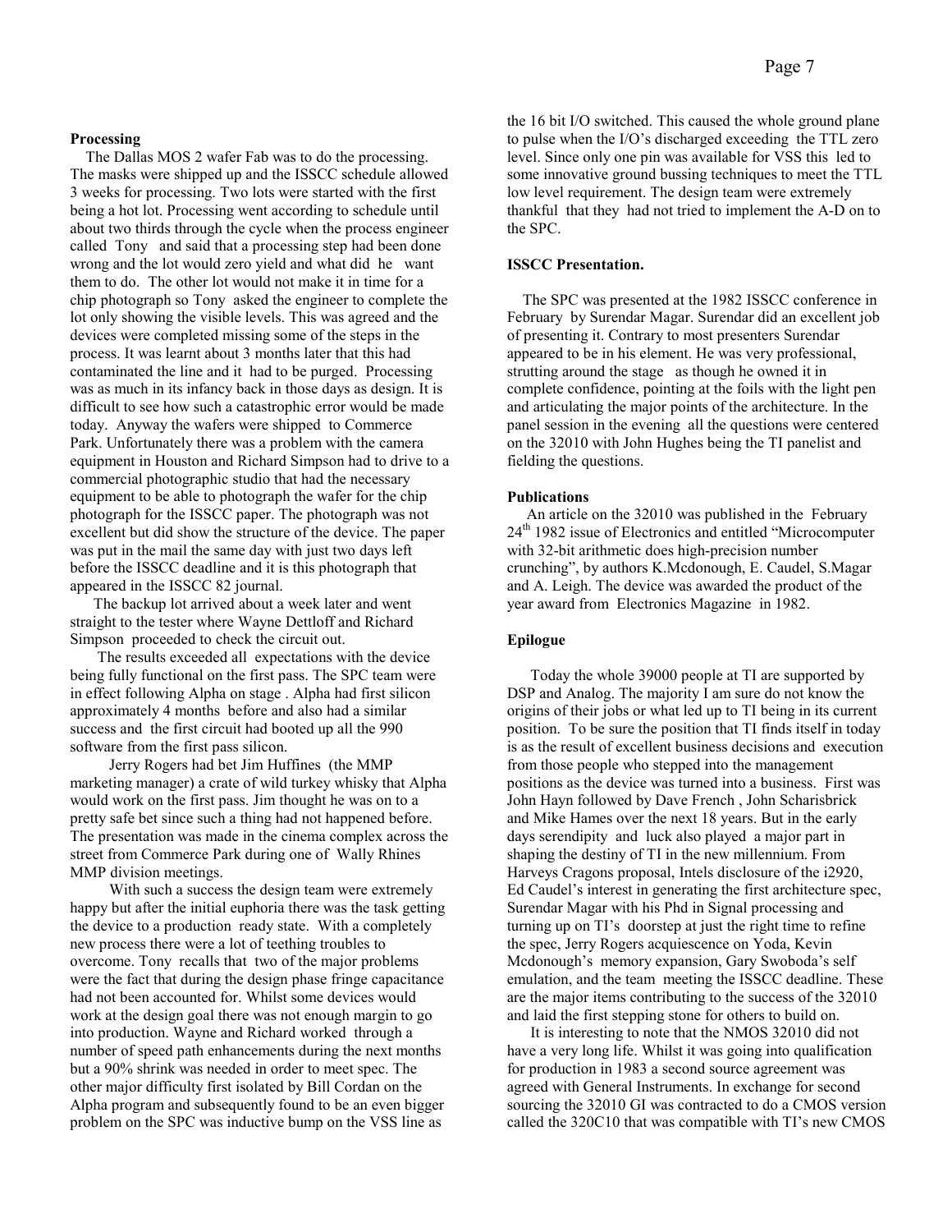### Processing

The Dallas MOS 2 wafer Fab was to do the processing. The masks were shipped up and the ISSCC schedule allowed 3 weeks for processing. Two lots were started with the first being a hot lot. Processing went according to schedule until about two thirds through the cycle when the process engineer called Tony and said that a processing step had been done wrong and the lot would zero yield and what did he want them to do. The other lot would not make it in time for a chip photograph so Tony asked the engineer to complete the lot only showing the visible levels. This was agreed and the devices were completed missing some of the steps in the process. It was learnt about 3 months later that this had contaminated the line and it had to be purged. Processing was as much in its infancy back in those days as design. It is difficult to see how such a catastrophic error would be made today. Anyway the wafers were shipped to Commerce Park. Unfortunately there was a problem with the camera equipment in Houston and Richard Simpson had to drive to a commercial photographic studio that had the necessary equipment to be able to photograph the wafer for the chip photograph for the ISSCC paper. The photograph was not excellent but did show the structure of the device. The paper was put in the mail the same day with just two days left before the ISSCC deadline and it is this photograph that appeared in the ISSCC 82 journal.

The backup lot arrived about a week later and went straight to the tester where Wayne Dettloff and Richard Simpson proceeded to check the circuit out.

The results exceeded all expectations with the device being fully functional on the first pass. The SPC team were in effect following Alpha on stage . Alpha had first silicon approximately 4 months before and also had a similar success and the first circuit had booted up all the 990 software from the first pass silicon.

Jerry Rogers had bet Jim Huffines (the MMP marketing manager) a crate of wild turkey whisky that Alpha would work on the first pass. Jim thought he was on to a pretty safe bet since such a thing had not happened before. The presentation was made in the cinema complex across the street from Commerce Park during one of Wally Rhines MMP division meetings.

With such a success the design team were extremely happy but after the initial euphoria there was the task getting the device to a production ready state. With a completely new process there were a lot of teething troubles to overcome. Tony recalls that two of the major problems were the fact that during the design phase fringe capacitance had not been accounted for. Whilst some devices would work at the design goal there was not enough margin to go into production. Wayne and Richard worked through a number of speed path enhancements during the next months but a 90% shrink was needed in order to meet spec. The other major difficulty first isolated by Bill Cordan on the Alpha program and subsequently found to be an even bigger problem on the SPC was inductive bump on the VSS line as the 16 bit I/O switched. This caused the whole ground plane to pulse when the I/O's discharged exceeding the TTL zero level. Since only one pin was available for VSS this led to some innovative ground bussing techniques to meet the TTL low level requirement. The design team were extremely thankful that they had not tried to implement the A-D on to the SPC.

### ISSCC Presentation.

The SPC was presented at the 1982 ISSCC conference in February by Surendar Magar. Surendar did an excellent job of presenting it. Contrary to most presenters Surendar appeared to be in his element. He was very professional, strutting around the stage as though he owned it in complete confidence, pointing at the foils with the light pen and articulating the major points of the architecture. In the panel session in the evening all the questions were centered on the 32010 with John Hughes being the TI panelist and fielding the questions.

### Publications

An article on the 32010 was published in the February 24th 1982 issue of Electronics and entitled "Microcomputer with 32-bit arithmetic does high-precision number crunching", by authors K.Mcdonough, E. Caudel, S.Magar and A. Leigh. The device was awarded the product of the year award from Electronics Magazine in 1982.

### Epilogue

Today the whole 39000 people at TI are supported by DSP and Analog. The majority I am sure do not know the origins of their jobs or what led up to TI being in its current position. To be sure the position that TI finds itself in today is as the result of excellent business decisions and execution from those people who stepped into the management positions as the device was turned into a business. First was John Hayn followed by Dave French , John Scharisbrick and Mike Hames over the next 18 years. But in the early days serendipity and luck also played a major part in shaping the destiny of TI in the new millennium. From Harveys Cragons proposal, Intels disclosure of the i2920, Ed Caudel's interest in generating the first architecture spec, Surendar Magar with his Phd in Signal processing and turning up on TI's doorstep at just the right time to refine the spec, Jerry Rogers acquiescence on Yoda, Kevin Mcdonough's memory expansion, Gary Swoboda's self emulation, and the team meeting the ISSCC deadline. These are the major items contributing to the success of the 32010 and laid the first stepping stone for others to build on.

It is interesting to note that the NMOS 32010 did not have a very long life. Whilst it was going into qualification for production in 1983 a second source agreement was agreed with General Instruments. In exchange for second sourcing the 32010 GI was contracted to do a CMOS version called the 320C10 that was compatible with TI's new CMOS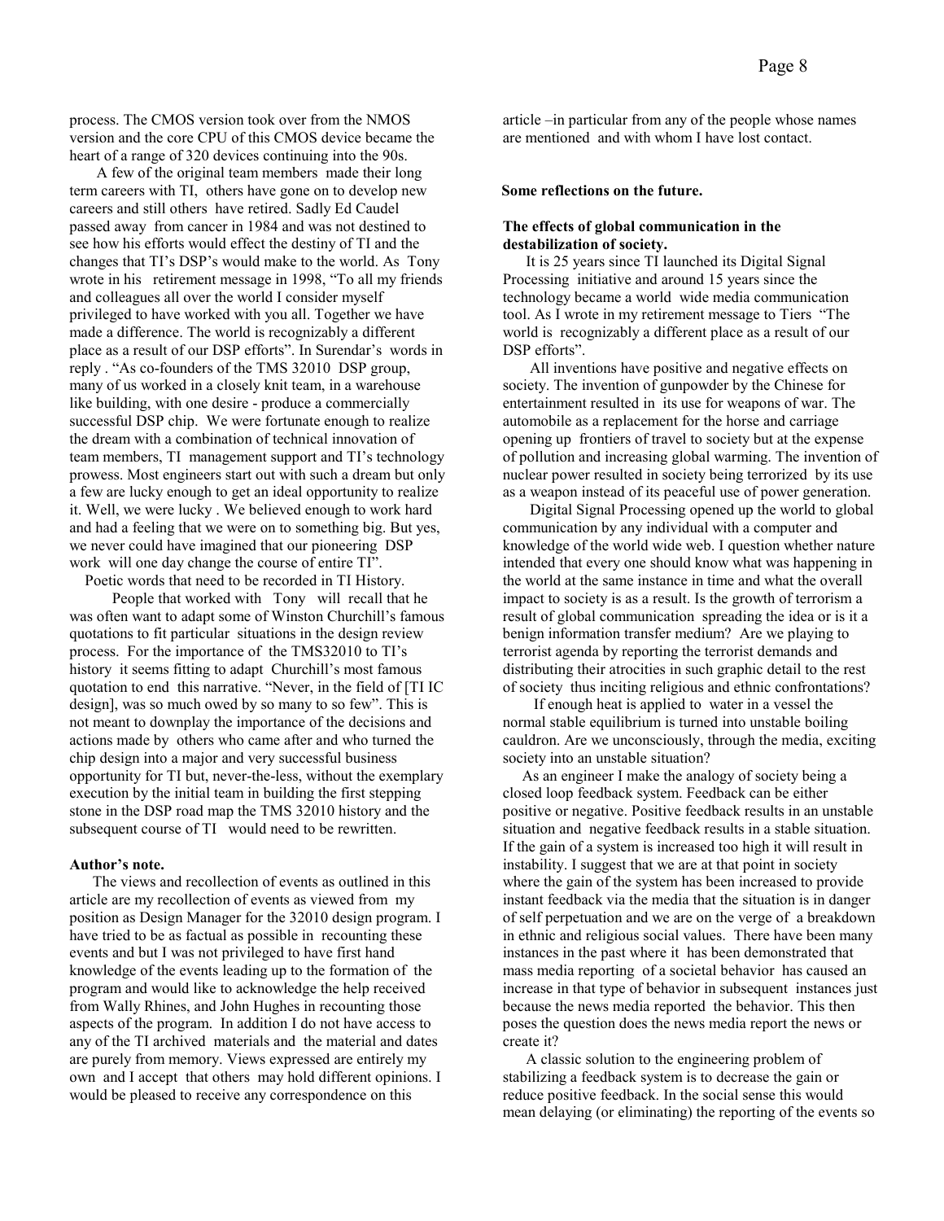process. The CMOS version took over from the NMOS version and the core CPU of this CMOS device became the heart of a range of 320 devices continuing into the 90s.

A few of the original team members made their long term careers with TI, others have gone on to develop new careers and still others have retired. Sadly Ed Caudel passed away from cancer in 1984 and was not destined to see how his efforts would effect the destiny of TI and the changes that TI's DSP's would make to the world. As Tony wrote in his retirement message in 1998, "To all my friends and colleagues all over the world I consider myself privileged to have worked with you all. Together we have made a difference. The world is recognizably a different place as a result of our DSP efforts". In Surendar's words in reply . "As co-founders of the TMS 32010 DSP group, many of us worked in a closely knit team, in a warehouse like building, with one desire - produce a commercially successful DSP chip. We were fortunate enough to realize the dream with a combination of technical innovation of team members, TI management support and TI's technology prowess. Most engineers start out with such a dream but only a few are lucky enough to get an ideal opportunity to realize it. Well, we were lucky . We believed enough to work hard and had a feeling that we were on to something big. But yes, we never could have imagined that our pioneering DSP work will one day change the course of entire TI".

Poetic words that need to be recorded in TI History.

People that worked with Tony will recall that he was often want to adapt some of Winston Churchill's famous quotations to fit particular situations in the design review process. For the importance of the TMS32010 to TI's history it seems fitting to adapt Churchill's most famous quotation to end this narrative. "Never, in the field of [TI IC design], was so much owed by so many to so few". This is not meant to downplay the importance of the decisions and actions made by others who came after and who turned the chip design into a major and very successful business opportunity for TI but, never-the-less, without the exemplary execution by the initial team in building the first stepping stone in the DSP road map the TMS 32010 history and the subsequent course of TI would need to be rewritten.

**Author's note.**

The views and recollection of events as outlined in this article are my recollection of events as viewed from my position as Design Manager for the 32010 design program. I have tried to be as factual as possible in recounting these events and but I was not privileged to have first hand knowledge of the events leading up to the formation of the program and would like to acknowledge the help received from Wally Rhines, and John Hughes in recounting those aspects of the program. In addition I do not have access to any of the TI archived materials and the material and dates are purely from memory. Views expressed are entirely my own and I accept that others may hold different opinions. I would be pleased to receive any correspondence on this article –in particular from any of the people whose names are mentioned and with whom I have lost contact.

**Some reflections on the future.**

**The effects of global communication in the destabilization of society.**

It is 25 years since TI launched its Digital Signal Processing initiative and around 15 years since the technology became a world wide media communication tool. As I wrote in my retirement message to Tiers "The world is recognizably a different place as a result of our DSP efforts".

All inventions have positive and negative effects on society. The invention of gunpowder by the Chinese for entertainment resulted in its use for weapons of war. The automobile as a replacement for the horse and carriage opening up frontiers of travel to society but at the expense of pollution and increasing global warming. The invention of nuclear power resulted in society being terrorized by its use as a weapon instead of its peaceful use of power generation.

Digital Signal Processing opened up the world to global communication by any individual with a computer and knowledge of the world wide web. I question whether nature intended that every one should know what was happening in the world at the same instance in time and what the overall impact to society is as a result. Is the growth of terrorism a result of global communication spreading the idea or is it a benign information transfer medium? Are we playing to terrorist agenda by reporting the terrorist demands and distributing their atrocities in such graphic detail to the rest of society thus inciting religious and ethnic confrontations?

If enough heat is applied to water in a vessel the normal stable equilibrium is turned into unstable boiling cauldron. Are we unconsciously, through the media, exciting society into an unstable situation?

As an engineer I make the analogy of society being a closed loop feedback system. Feedback can be either positive or negative. Positive feedback results in an unstable situation and negative feedback results in a stable situation. If the gain of a system is increased too high it will result in instability. I suggest that we are at that point in society where the gain of the system has been increased to provide instant feedback via the media that the situation is in danger of self perpetuation and we are on the verge of a breakdown in ethnic and religious social values. There have been many instances in the past where it has been demonstrated that mass media reporting of a societal behavior has caused an increase in that type of behavior in subsequent instances just because the news media reported the behavior. This then poses the question does the news media report the news or create it?

A classic solution to the engineering problem of stabilizing a feedback system is to decrease the gain or reduce positive feedback. In the social sense this would mean delaying (or eliminating) the reporting of the events so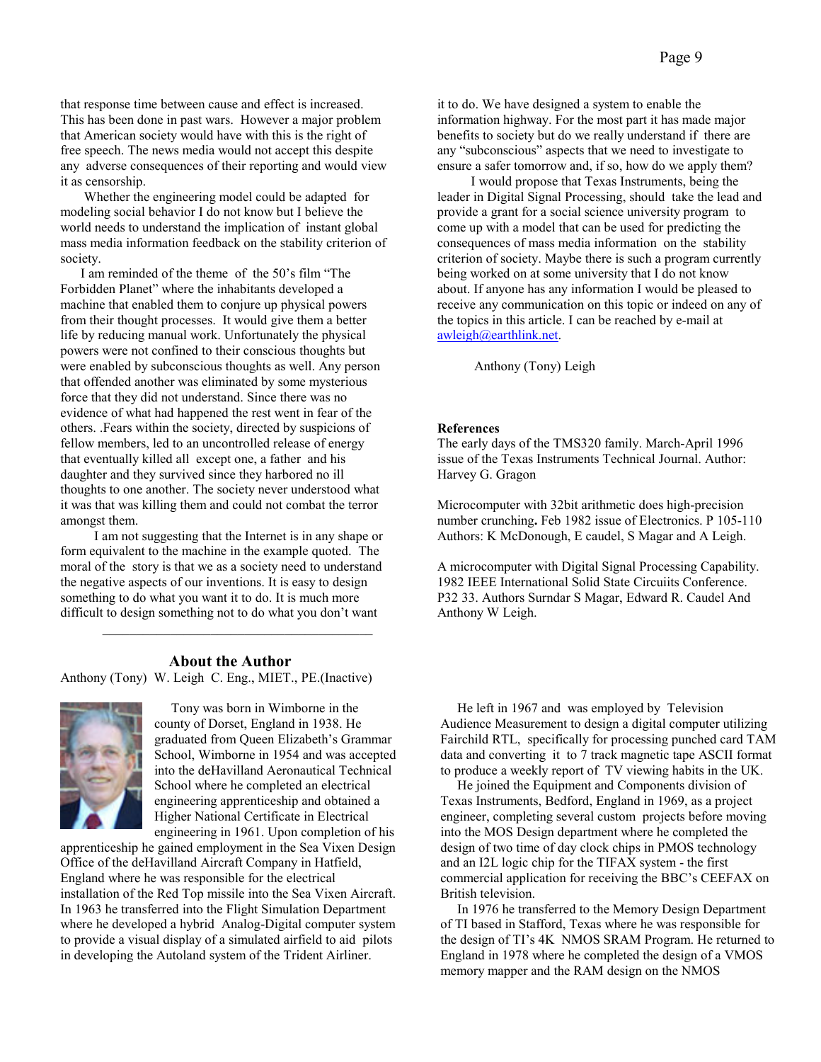that response time between cause and effect is increased. This has been done in past wars. However a major problem that American society would have with this is the right of free speech. The news media would not accept this despite any adverse consequences of their reporting and would view it as censorship.

Whether the engineering model could be adapted for modeling social behavior I do not know but I believe the world needs to understand the implication of instant global mass media information feedback on the stability criterion of society.

I am reminded of the theme of the 50's film "The Forbidden Planet" where the inhabitants developed a machine that enabled them to conjure up physical powers from their thought processes. It would give them a better life by reducing manual work. Unfortunately the physical powers were not confined to their conscious thoughts but were enabled by subconscious thoughts as well. Any person that offended another was eliminated by some mysterious force that they did not understand. Since there was no evidence of what had happened the rest went in fear of the others. .Fears within the society, directed by suspicions of fellow members, led to an uncontrolled release of energy that eventually killed all except one, a father and his daughter and they survived since they harbored no ill thoughts to one another. The society never understood what it was that was killing them and could not combat the terror amongst them.

I am not suggesting that the Internet is in any shape or form equivalent to the machine in the example quoted. The moral of the story is that we as a society need to understand the negative aspects of our inventions. It is easy to design something to do what you want it to do. It is much more difficult to design something not to do what you don't want it to do. We have designed a system to enable the information highway. For the most part it has made major benefits to society but do we really understand if there are any "subconscious" aspects that we need to investigate to ensure a safer tomorrow and, if so, how do we apply them?

I would propose that Texas Instruments, being the leader in Digital Signal Processing, should take the lead and provide a grant for a social science university program to come up with a model that can be used for predicting the consequences of mass media information on the stability criterion of society. Maybe there is such a program currently being worked on at some university that I do not know about. If anyone has any information I would be pleased to receive any communication on this topic or indeed on any of the topics in this article. I can be reached by e-mail at awleigh@earthlink.net.

Anthony (Tony) Leigh

**References**

The early days of the TMS320 family. March-April 1996 issue of the Texas Instruments Technical Journal. Author: Harvey G. Gragon

Microcomputer with 32bit arithmetic does high-precision number crunching**.** Feb 1982 issue of Electronics. P 105-110 Authors: K McDonough, E caudel, S Magar and A Leigh.

A microcomputer with Digital Signal Processing Capability. 1982 IEEE International Solid State Circuiits Conference. P32 33. Authors Surndar S Magar, Edward R. Caudel And Anthony W Leigh.

---

## About the Author

Anthony (Tony) W. Leigh C. Eng., MIET., PE.(Inactive)

Tony was born in Wimborne in the county of Dorset, England in 1938. He graduated from Queen Elizabeth's Grammar School, Wimborne in 1954 and was accepted into the deHavilland Aeronautical Technical School where he completed an electrical engineering apprenticeship and obtained a Higher National Certificate in Electrical engineering in 1961. Upon completion of his apprenticeship he gained employment in the Sea Vixen Design Office of the deHavilland Aircraft Company in Hatfield, England where he was responsible for the electrical installation of the Red Top missile into the Sea Vixen Aircraft. In 1963 he transferred into the Flight Simulation Department where he developed a hybrid Analog-Digital computer system to provide a visual display of a simulated airfield to aid pilots in developing the Autoland system of the Trident Airliner.

He left in 1967 and was employed by Television Audience Measurement to design a digital computer utilizing Fairchild RTL, specifically for processing punched card TAM data and converting it to 7 track magnetic tape ASCII format to produce a weekly report of TV viewing habits in the UK.

He joined the Equipment and Components division of Texas Instruments, Bedford, England in 1969, as a project engineer, completing several custom projects before moving into the MOS Design department where he completed the design of two time of day clock chips in PMOS technology and an I2L logic chip for the TIFAX system - the first commercial application for receiving the BBC's CEEFAX on British television.

In 1976 he transferred to the Memory Design Department of TI based in Stafford, Texas where he was responsible for the design of TI's 4K NMOS SRAM Program. He returned to England in 1978 where he completed the design of a VMOS memory mapper and the RAM design on the NMOS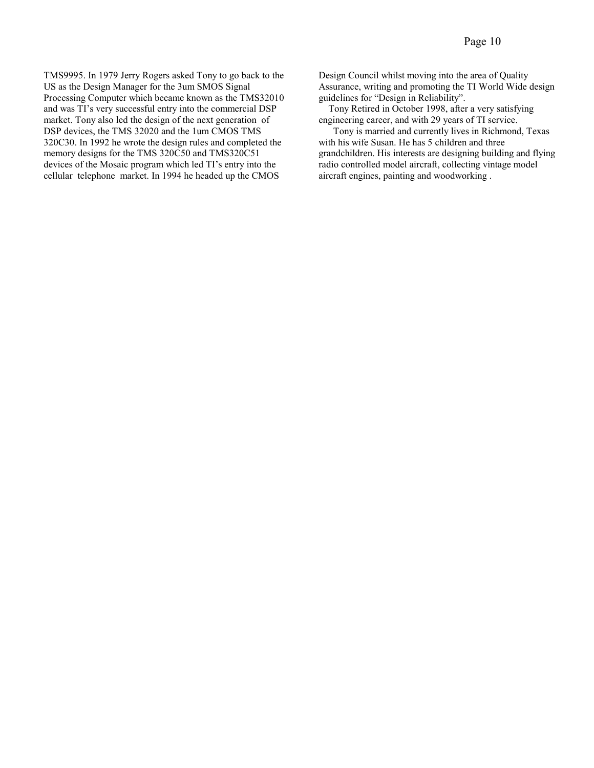TMS9995. In 1979 Jerry Rogers asked Tony to go back to the US as the Design Manager for the 3um SMOS Signal Processing Computer which became known as the TMS32010 and was TI's very successful entry into the commercial DSP market. Tony also led the design of the next generation of DSP devices, the TMS 32020 and the 1um CMOS TMS 320C30. In 1992 he wrote the design rules and completed the memory designs for the TMS 320C50 and TMS320C51 devices of the Mosaic program which led TI's entry into the cellular telephone market. In 1994 he headed up the CMOS Design Council whilst moving into the area of Quality Assurance, writing and promoting the TI World Wide design guidelines for "Design in Reliability".

Tony Retired in October 1998, after a very satisfying engineering career, and with 29 years of TI service.

Tony is married and currently lives in Richmond, Texas with his wife Susan. He has 5 children and three grandchildren. His interests are designing building and flying radio controlled model aircraft, collecting vintage model aircraft engines, painting and woodworking .